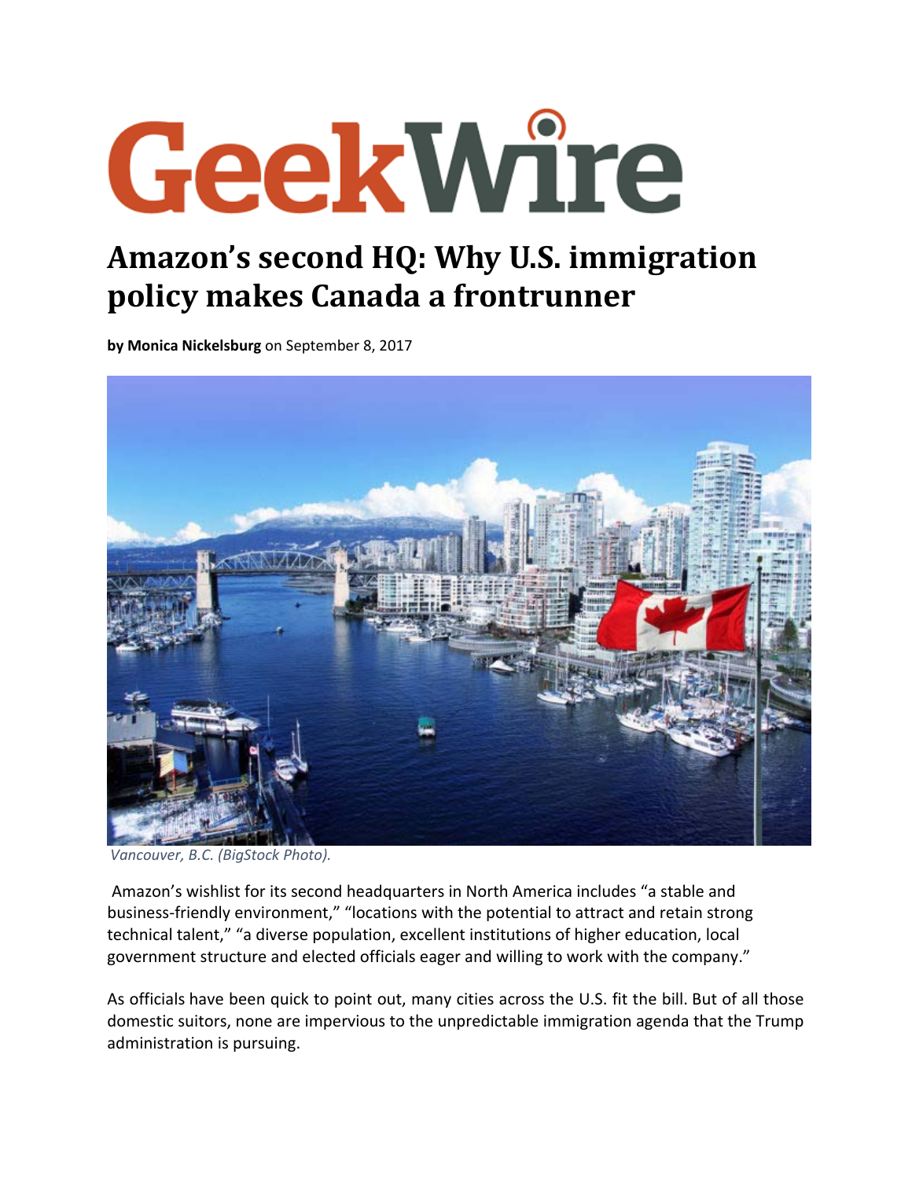# GeekWire

## Amazon's second HQ: Why U.S. immigration policy makes Canada a frontrunner

**by Monica Nickelsburg** on September 8, 2017

*Vancouver, B.C. (BigStock Photo).*

Amazon's wishlist for its second headquarters in North America includes "a stable and business-friendly environment," "locations with the potential to attract and retain strong technical talent," "a diverse population, excellent institutions of higher education, local government structure and elected officials eager and willing to work with the company."

As officials have been quick to point out, many cities across the U.S. fit the bill. But of all those domestic suitors, none are impervious to the unpredictable immigration agenda that the Trump administration is pursuing.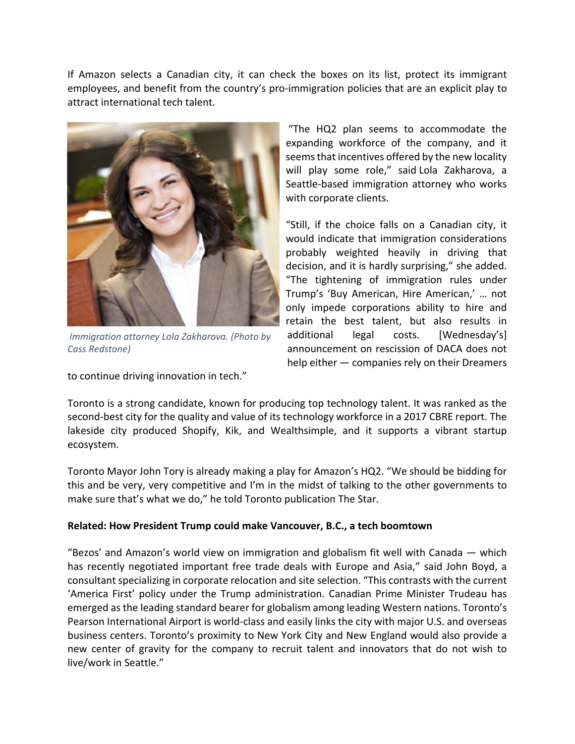If Amazon selects a Canadian city, it can check the boxes on its list, protect its immigrant employees, and benefit from the country's pro-immigration policies that are an explicit play to attract international tech talent.

*Immigration attorney Lola Zakharova. (Photo by Cass Redstone)*

"The HQ2 plan seems to accommodate the expanding workforce of the company, and it seems that incentives offered by the new locality will play some role," said Lola Zakharova, a Seattle-based immigration attorney who works with corporate clients.

"Still, if the choice falls on a Canadian city, it would indicate that immigration considerations probably weighted heavily in driving that decision, and it is hardly surprising," she added. "The tightening of immigration rules under Trump's 'Buy American, Hire American,' … not only impede corporations ability to hire and retain the best talent, but also results in additional legal costs. [Wednesday's] announcement on rescission of DACA does not help either — companies rely on their Dreamers to continue driving innovation in tech."

Toronto is a strong candidate, known for producing top technology talent. It was ranked as the second-best city for the quality and value of its technology workforce in a 2017 CBRE report. The lakeside city produced Shopify, Kik, and Wealthsimple, and it supports a vibrant startup ecosystem.

Toronto Mayor John Tory is already making a play for Amazon's HQ2. "We should be bidding for this and be very, very competitive and I'm in the midst of talking to the other governments to make sure that's what we do," he told Toronto publication The Star.

**Related: How President Trump could make Vancouver, B.C., a tech boomtown**

"Bezos' and Amazon's world view on immigration and globalism fit well with Canada — which has recently negotiated important free trade deals with Europe and Asia," said John Boyd, a consultant specializing in corporate relocation and site selection. "This contrasts with the current 'America First' policy under the Trump administration. Canadian Prime Minister Trudeau has emerged as the leading standard bearer for globalism among leading Western nations. Toronto's Pearson International Airport is world-class and easily links the city with major U.S. and overseas business centers. Toronto's proximity to New York City and New England would also provide a new center of gravity for the company to recruit talent and innovators that do not wish to live/work in Seattle."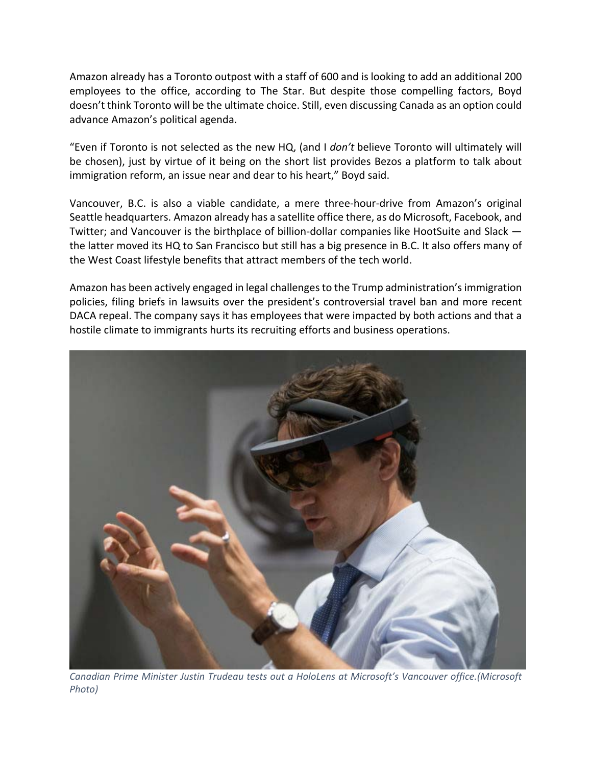Amazon already has a Toronto outpost with a staff of 600 and is looking to add an additional 200 employees to the office, according to The Star. But despite those compelling factors, Boyd doesn't think Toronto will be the ultimate choice. Still, even discussing Canada as an option could advance Amazon's political agenda.

"Even if Toronto is not selected as the new HQ, (and I *don't* believe Toronto will ultimately will be chosen), just by virtue of it being on the short list provides Bezos a platform to talk about immigration reform, an issue near and dear to his heart," Boyd said.

Vancouver, B.C. is also a viable candidate, a mere three-hour-drive from Amazon's original Seattle headquarters. Amazon already has a satellite office there, as do Microsoft, Facebook, and Twitter; and Vancouver is the birthplace of billion-dollar companies like HootSuite and Slack — the latter moved its HQ to San Francisco but still has a big presence in B.C. It also offers many of the West Coast lifestyle benefits that attract members of the tech world.

Amazon has been actively engaged in legal challenges to the Trump administration's immigration policies, filing briefs in lawsuits over the president's controversial travel ban and more recent DACA repeal. The company says it has employees that were impacted by both actions and that a hostile climate to immigrants hurts its recruiting efforts and business operations.

*Canadian Prime Minister Justin Trudeau tests out a HoloLens at Microsoft's Vancouver office.(Microsoft Photo)*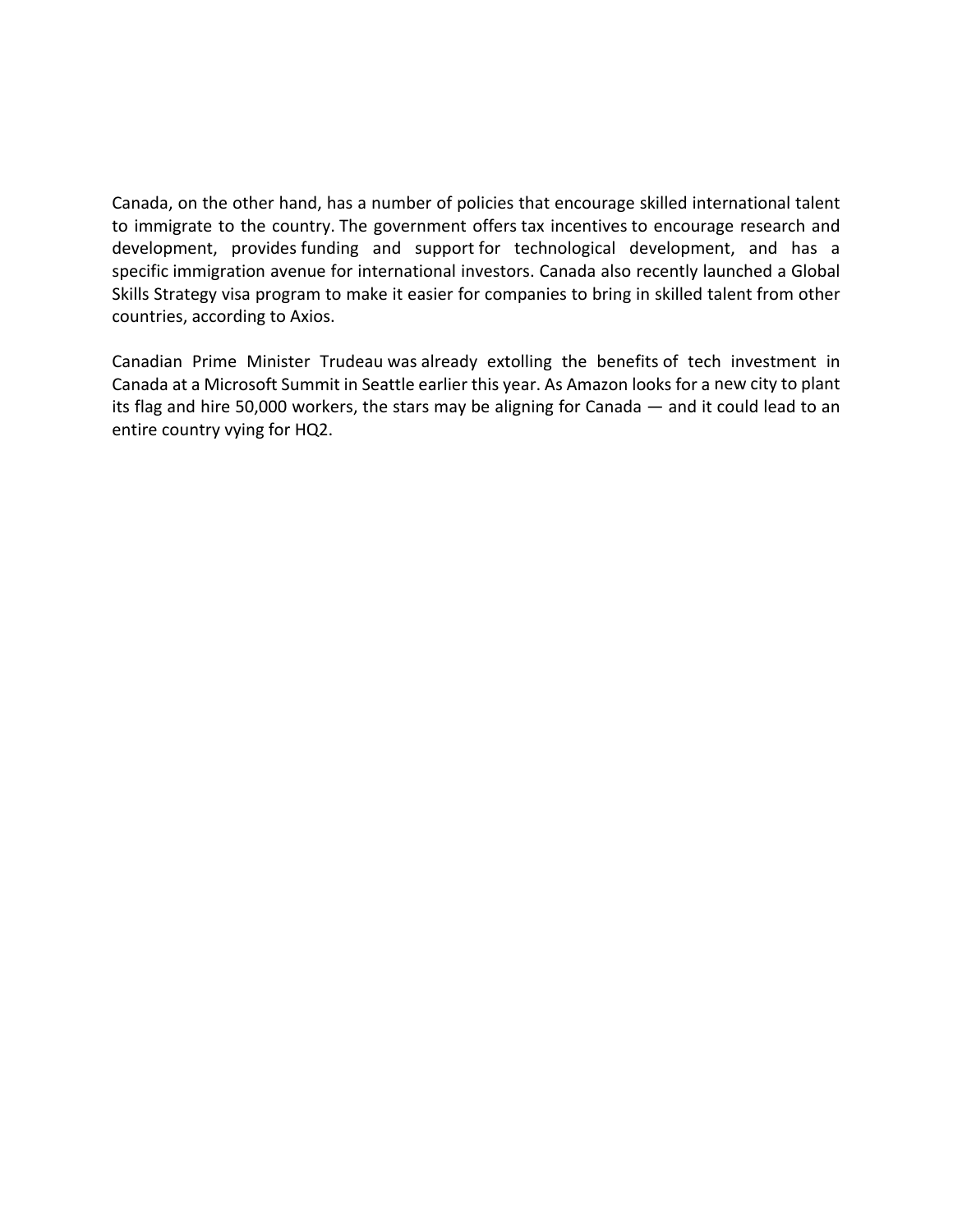Canada, on the other hand, has a number of policies that encourage skilled international talent to immigrate to the country. The government offers tax incentives to encourage research and development, provides funding and support for technological development, and has a specific immigration avenue for international investors. Canada also recently launched a Global Skills Strategy visa program to make it easier for companies to bring in skilled talent from other countries, according to Axios.

Canadian Prime Minister Trudeau was already extolling the benefits of tech investment in Canada at a Microsoft Summit in Seattle earlier this year. As Amazon looks for a new city to plant its flag and hire 50,000 workers, the stars may be aligning for Canada — and it could lead to an entire country vying for HQ2.